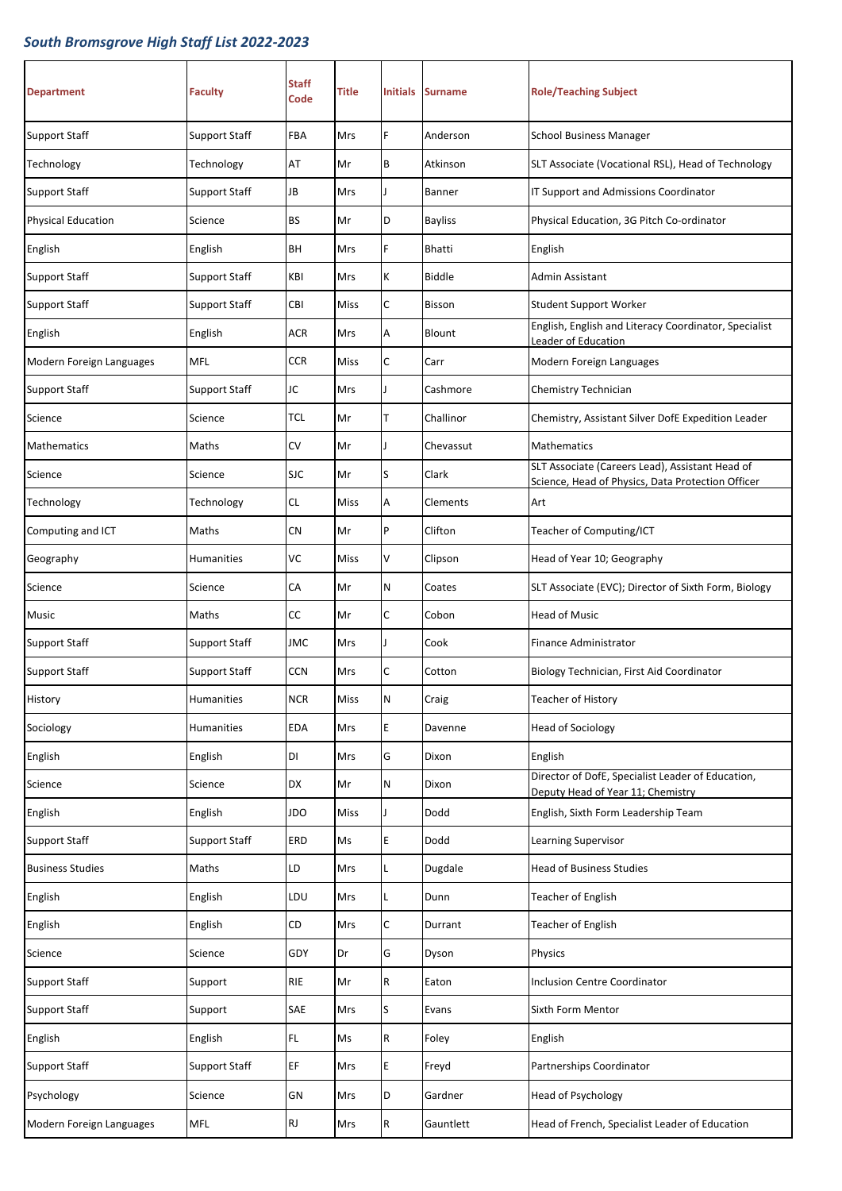*South Bromsgrove High Staff List 2022-2023*

| Department | Faculty | Staff Code | Title | Initials | Surname | Role/Teaching Subject |
|---|---|---|---|---|---|---|
| Support Staff | Support Staff | FBA | Mrs | F | Anderson | School Business Manager |
| Technology | Technology | AT | Mr | B | Atkinson | SLT Associate (Vocational RSL), Head of Technology |
| Support Staff | Support Staff | JB | Mrs | J | Banner | IT Support and Admissions Coordinator |
| Physical Education | Science | BS | Mr | D | Bayliss | Physical Education, 3G Pitch Co-ordinator |
| English | English | BH | Mrs | F | Bhatti | English |
| Support Staff | Support Staff | KBI | Mrs | K | Biddle | Admin Assistant |
| Support Staff | Support Staff | CBI | Miss | C | Bisson | Student Support Worker |
| English | English | ACR | Mrs | A | Blount | English, English and Literacy Coordinator, Specialist Leader of Education |
| Modern Foreign Languages | MFL | CCR | Miss | C | Carr | Modern Foreign Languages |
| Support Staff | Support Staff | JC | Mrs | J | Cashmore | Chemistry Technician |
| Science | Science | TCL | Mr | T | Challinor | Chemistry, Assistant Silver DofE Expedition Leader |
| Mathematics | Maths | CV | Mr | J | Chevassut | Mathematics |
| Science | Science | SJC | Mr | S | Clark | SLT Associate (Careers Lead), Assistant Head of Science, Head of Physics, Data Protection Officer |
| Technology | Technology | CL | Miss | A | Clements | Art |
| Computing and ICT | Maths | CN | Mr | P | Clifton | Teacher of Computing/ICT |
| Geography | Humanities | VC | Miss | V | Clipson | Head of Year 10; Geography |
| Science | Science | CA | Mr | N | Coates | SLT Associate (EVC); Director of Sixth Form, Biology |
| Music | Maths | CC | Mr | C | Cobon | Head of Music |
| Support Staff | Support Staff | JMC | Mrs | J | Cook | Finance Administrator |
| Support Staff | Support Staff | CCN | Mrs | C | Cotton | Biology Technician, First Aid Coordinator |
| History | Humanities | NCR | Miss | N | Craig | Teacher of History |
| Sociology | Humanities | EDA | Mrs | E | Davenne | Head of Sociology |
| English | English | DI | Mrs | G | Dixon | English |
| Science | Science | DX | Mr | N | Dixon | Director of DofE, Specialist Leader of Education, Deputy Head of Year 11; Chemistry |
| English | English | JDO | Miss | J | Dodd | English, Sixth Form Leadership Team |
| Support Staff | Support Staff | ERD | Ms | E | Dodd | Learning Supervisor |
| Business Studies | Maths | LD | Mrs | L | Dugdale | Head of Business Studies |
| English | English | LDU | Mrs | L | Dunn | Teacher of English |
| English | English | CD | Mrs | C | Durrant | Teacher of English |
| Science | Science | GDY | Dr | G | Dyson | Physics |
| Support Staff | Support | RIE | Mr | R | Eaton | Inclusion Centre Coordinator |
| Support Staff | Support | SAE | Mrs | S | Evans | Sixth Form Mentor |
| English | English | FL | Ms | R | Foley | English |
| Support Staff | Support Staff | EF | Mrs | E | Freyd | Partnerships Coordinator |
| Psychology | Science | GN | Mrs | D | Gardner | Head of Psychology |
| Modern Foreign Languages | MFL | RJ | Mrs | R | Gauntlett | Head of French, Specialist Leader of Education |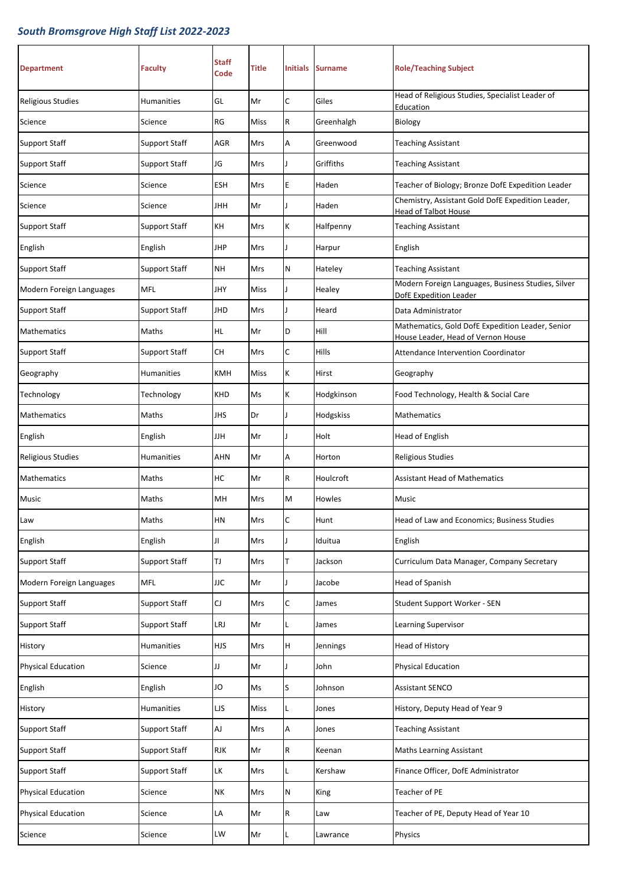*South Bromsgrove High Staff List 2022-2023*

| Department | Faculty | Staff Code | Title | Initials | Surname | Role/Teaching Subject |
|---|---|---|---|---|---|---|
| Religious Studies | Humanities | GL | Mr | C | Giles | Head of Religious Studies, Specialist Leader of Education |
| Science | Science | RG | Miss | R | Greenhalgh | Biology |
| Support Staff | Support Staff | AGR | Mrs | A | Greenwood | Teaching Assistant |
| Support Staff | Support Staff | JG | Mrs | J | Griffiths | Teaching Assistant |
| Science | Science | ESH | Mrs | E | Haden | Teacher of Biology; Bronze DofE Expedition Leader |
| Science | Science | JHH | Mr | J | Haden | Chemistry, Assistant Gold DofE Expedition Leader, Head of Talbot House |
| Support Staff | Support Staff | KH | Mrs | K | Halfpenny | Teaching Assistant |
| English | English | JHP | Mrs | J | Harpur | English |
| Support Staff | Support Staff | NH | Mrs | N | Hateley | Teaching Assistant |
| Modern Foreign Languages | MFL | JHY | Miss | J | Healey | Modern Foreign Languages, Business Studies, Silver DofE Expedition Leader |
| Support Staff | Support Staff | JHD | Mrs | J | Heard | Data Administrator |
| Mathematics | Maths | HL | Mr | D | Hill | Mathematics, Gold DofE Expedition Leader, Senior House Leader, Head of Vernon House |
| Support Staff | Support Staff | CH | Mrs | C | Hills | Attendance Intervention Coordinator |
| Geography | Humanities | KMH | Miss | K | Hirst | Geography |
| Technology | Technology | KHD | Ms | K | Hodgkinson | Food Technology, Health & Social Care |
| Mathematics | Maths | JHS | Dr | J | Hodgskiss | Mathematics |
| English | English | JJH | Mr | J | Holt | Head of English |
| Religious Studies | Humanities | AHN | Mr | A | Horton | Religious Studies |
| Mathematics | Maths | HC | Mr | R | Houlcroft | Assistant Head of Mathematics |
| Music | Maths | MH | Mrs | M | Howles | Music |
| Law | Maths | HN | Mrs | C | Hunt | Head of Law and Economics; Business Studies |
| English | English | JI | Mrs | J | Iduitua | English |
| Support Staff | Support Staff | TJ | Mrs | T | Jackson | Curriculum Data Manager, Company Secretary |
| Modern Foreign Languages | MFL | JJC | Mr | J | Jacobe | Head of Spanish |
| Support Staff | Support Staff | CJ | Mrs | C | James | Student Support Worker - SEN |
| Support Staff | Support Staff | LRJ | Mr | L | James | Learning Supervisor |
| History | Humanities | HJS | Mrs | H | Jennings | Head of History |
| Physical Education | Science | JJ | Mr | J | John | Physical Education |
| English | English | JO | Ms | S | Johnson | Assistant SENCO |
| History | Humanities | LJS | Miss | L | Jones | History, Deputy Head of Year 9 |
| Support Staff | Support Staff | AJ | Mrs | A | Jones | Teaching Assistant |
| Support Staff | Support Staff | RJK | Mr | R | Keenan | Maths Learning Assistant |
| Support Staff | Support Staff | LK | Mrs | L | Kershaw | Finance Officer, DofE Administrator |
| Physical Education | Science | NK | Mrs | N | King | Teacher of PE |
| Physical Education | Science | LA | Mr | R | Law | Teacher of PE, Deputy Head of Year 10 |
| Science | Science | LW | Mr | L | Lawrance | Physics |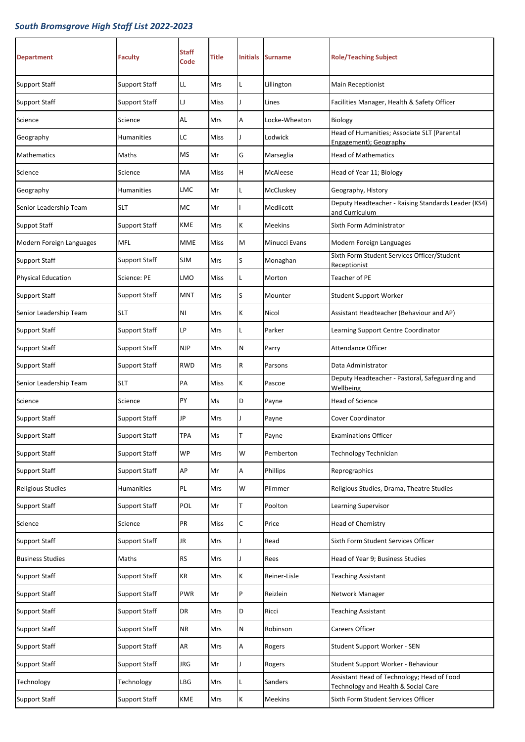*South Bromsgrove High Staff List 2022-2023*

| Department | Faculty | Staff Code | Title | Initials | Surname | Role/Teaching Subject |
|---|---|---|---|---|---|---|
| Support Staff | Support Staff | LL | Mrs | L | Lillington | Main Receptionist |
| Support Staff | Support Staff | LJ | Miss | J | Lines | Facilities Manager, Health & Safety Officer |
| Science | Science | AL | Mrs | A | Locke-Wheaton | Biology |
| Geography | Humanities | LC | Miss | J | Lodwick | Head of Humanities; Associate SLT (Parental Engagement); Geography |
| Mathematics | Maths | MS | Mr | G | Marseglia | Head of Mathematics |
| Science | Science | MA | Miss | H | McAleese | Head of Year 11; Biology |
| Geography | Humanities | LMC | Mr | L | McCluskey | Geography, History |
| Senior Leadership Team | SLT | MC | Mr | I | Medlicott | Deputy Headteacher - Raising Standards Leader (KS4) and Curriculum |
| Suppot Staff | Support Staff | KME | Mrs | K | Meekins | Sixth Form Administrator |
| Modern Foreign Languages | MFL | MME | Miss | M | Minucci Evans | Modern Foreign Languages |
| Support Staff | Support Staff | SJM | Mrs | S | Monaghan | Sixth Form Student Services Officer/Student Receptionist |
| Physical Education | Science: PE | LMO | Miss | L | Morton | Teacher of PE |
| Support Staff | Support Staff | MNT | Mrs | S | Mounter | Student Support Worker |
| Senior Leadership Team | SLT | NI | Mrs | K | Nicol | Assistant Headteacher (Behaviour and AP) |
| Support Staff | Support Staff | LP | Mrs | L | Parker | Learning Support Centre Coordinator |
| Support Staff | Support Staff | NJP | Mrs | N | Parry | Attendance Officer |
| Support Staff | Support Staff | RWD | Mrs | R | Parsons | Data Administrator |
| Senior Leadership Team | SLT | PA | Miss | K | Pascoe | Deputy Headteacher - Pastoral, Safeguarding and Wellbeing |
| Science | Science | PY | Ms | D | Payne | Head of Science |
| Support Staff | Support Staff | JP | Mrs | J | Payne | Cover Coordinator |
| Support Staff | Support Staff | TPA | Ms | T | Payne | Examinations Officer |
| Support Staff | Support Staff | WP | Mrs | W | Pemberton | Technology Technician |
| Support Staff | Support Staff | AP | Mr | A | Phillips | Reprographics |
| Religious Studies | Humanities | PL | Mrs | W | Plimmer | Religious Studies, Drama, Theatre Studies |
| Support Staff | Support Staff | POL | Mr | T | Poolton | Learning Supervisor |
| Science | Science | PR | Miss | C | Price | Head of Chemistry |
| Support Staff | Support Staff | JR | Mrs | J | Read | Sixth Form Student Services Officer |
| Business Studies | Maths | RS | Mrs | J | Rees | Head of Year 9; Business Studies |
| Support Staff | Support Staff | KR | Mrs | K | Reiner-Lisle | Teaching Assistant |
| Support Staff | Support Staff | PWR | Mr | P | Reizlein | Network Manager |
| Support Staff | Support Staff | DR | Mrs | D | Ricci | Teaching Assistant |
| Support Staff | Support Staff | NR | Mrs | N | Robinson | Careers Officer |
| Support Staff | Support Staff | AR | Mrs | A | Rogers | Student Support Worker - SEN |
| Support Staff | Support Staff | JRG | Mr | J | Rogers | Student Support Worker - Behaviour |
| Technology | Technology | LBG | Mrs | L | Sanders | Assistant Head of Technology; Head of Food Technology and Health & Social Care |
| Support Staff | Support Staff | KME | Mrs | K | Meekins | Sixth Form Student Services Officer |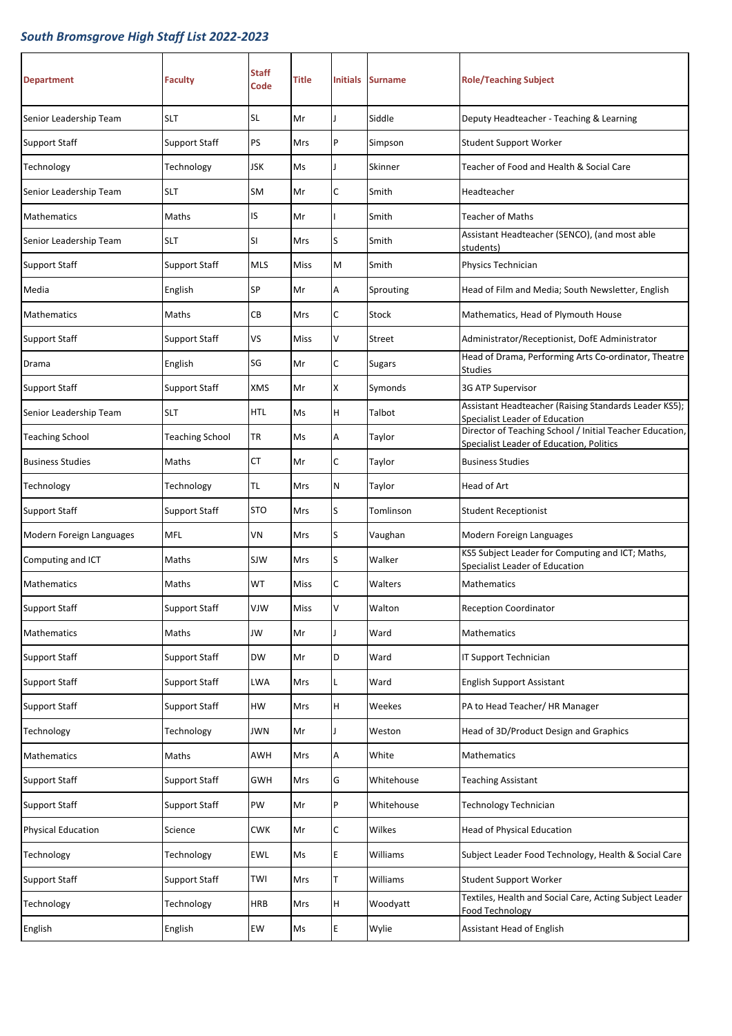*South Bromsgrove High Staff List 2022-2023*

| Department | Faculty | Staff Code | Title | Initials | Surname | Role/Teaching Subject |
|---|---|---|---|---|---|---|
| Senior Leadership Team | SLT | SL | Mr | J | Siddle | Deputy Headteacher - Teaching & Learning |
| Support Staff | Support Staff | PS | Mrs | P | Simpson | Student Support Worker |
| Technology | Technology | JSK | Ms | J | Skinner | Teacher of Food and Health & Social Care |
| Senior Leadership Team | SLT | SM | Mr | C | Smith | Headteacher |
| Mathematics | Maths | IS | Mr | I | Smith | Teacher of Maths |
| Senior Leadership Team | SLT | SI | Mrs | S | Smith | Assistant Headteacher (SENCO), (and most able students) |
| Support Staff | Support Staff | MLS | Miss | M | Smith | Physics Technician |
| Media | English | SP | Mr | A | Sprouting | Head of Film and Media; South Newsletter, English |
| Mathematics | Maths | CB | Mrs | C | Stock | Mathematics, Head of Plymouth House |
| Support Staff | Support Staff | VS | Miss | V | Street | Administrator/Receptionist, DofE Administrator |
| Drama | English | SG | Mr | C | Sugars | Head of Drama, Performing Arts Co-ordinator, Theatre Studies |
| Support Staff | Support Staff | XMS | Mr | X | Symonds | 3G ATP Supervisor |
| Senior Leadership Team | SLT | HTL | Ms | H | Talbot | Assistant Headteacher (Raising Standards Leader KS5); Specialist Leader of Education |
| Teaching School | Teaching School | TR | Ms | A | Taylor | Director of Teaching School / Initial Teacher Education, Specialist Leader of Education, Politics |
| Business Studies | Maths | CT | Mr | C | Taylor | Business Studies |
| Technology | Technology | TL | Mrs | N | Taylor | Head of Art |
| Support Staff | Support Staff | STO | Mrs | S | Tomlinson | Student Receptionist |
| Modern Foreign Languages | MFL | VN | Mrs | S | Vaughan | Modern Foreign Languages |
| Computing and ICT | Maths | SJW | Mrs | S | Walker | KS5 Subject Leader for Computing and ICT; Maths, Specialist Leader of Education |
| Mathematics | Maths | WT | Miss | C | Walters | Mathematics |
| Support Staff | Support Staff | VJW | Miss | V | Walton | Reception Coordinator |
| Mathematics | Maths | JW | Mr | J | Ward | Mathematics |
| Support Staff | Support Staff | DW | Mr | D | Ward | IT Support Technician |
| Support Staff | Support Staff | LWA | Mrs | L | Ward | English Support Assistant |
| Support Staff | Support Staff | HW | Mrs | H | Weekes | PA to Head Teacher/ HR Manager |
| Technology | Technology | JWN | Mr | J | Weston | Head of 3D/Product Design and Graphics |
| Mathematics | Maths | AWH | Mrs | A | White | Mathematics |
| Support Staff | Support Staff | GWH | Mrs | G | Whitehouse | Teaching Assistant |
| Support Staff | Support Staff | PW | Mr | P | Whitehouse | Technology Technician |
| Physical Education | Science | CWK | Mr | C | Wilkes | Head of Physical Education |
| Technology | Technology | EWL | Ms | E | Williams | Subject Leader Food Technology, Health & Social Care |
| Support Staff | Support Staff | TWI | Mrs | T | Williams | Student Support Worker |
| Technology | Technology | HRB | Mrs | H | Woodyatt | Textiles, Health and Social Care, Acting Subject Leader Food Technology |
| English | English | EW | Ms | E | Wylie | Assistant Head of English |